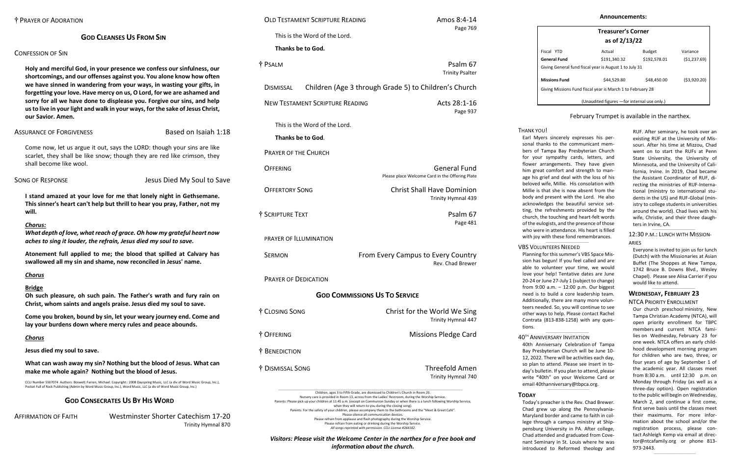† PRAYER OF ADORATION

## GOD CLEANSES US FROM SIN

CONFESSION OF SIN

**Holy and merciful God, in your presence we confess our sinfulness, our shortcomings, and our offenses against you. You alone know how often we have sinned in wandering from your ways, in wasting your gifts, in forgetting your love. Have mercy on us, O Lord, for we are ashamed and sorry for all we have done to displease you. Forgive our sins, and help us to live in your light and walk in your ways, for the sake of Jesus Christ, our Savior. Amen.**

ASSURANCE OF FORGIVENESS — Based on Isaiah 1:18

Come now, let us argue it out, says the LORD: though your sins are like scarlet, they shall be like snow; though they are red like crimson, they shall become like wool.

SONG OF RESPONSE — Jesus Died My Soul to Save

**I stand amazed at your love for me that lonely night in Gethsemane. This sinner's heart can't help but thrill to hear you pray, Father, not my will.**

***Chorus:***

***What depth of love, what reach of grace. Oh how my grateful heart now aches to sing it louder, the refrain, Jesus died my soul to save.***

**Atonement full applied to me; the blood that spilled at Calvary has swallowed all my sin and shame, now reconciled in Jesus' name.**

***Chorus***

**Bridge**

**Oh such pleasure, oh such pain. The Father's wrath and fury rain on Christ, whom saints and angels praise. Jesus died my soul to save.**

**Come you broken, bound by sin, let your weary journey end. Come and lay your burdens down where mercy rules and peace abounds.**

***Chorus***

**Jesus died my soul to save.**

**What can wash away my sin? Nothing but the blood of Jesus. What can make me whole again? Nothing but the blood of Jesus.**

CCLI Number 5507074 Authors: Boswell; Farren, Michael. Copyright:: 2008 Dayspring Music, LLC (a div of Word Music Group, Inc.), Pocket Full of Rock Publishing (Admin by Word Music Group, Inc.), Word Music, LLC (a div of Word Music Group, Inc.)

## GOD CONSECRATES US BY HIS WORD

AFFIRMATION OF FAITH — Westminster Shorter Catechism 17-20, Trinity Hymnal 870

OLD TESTAMENT SCRIPTURE READING — Amos 8:4-14, Page 769

This is the Word of the Lord.

**Thanks be to God.**

† PSALM — Psalm 67, Trinity Psalter

DISMISSAL — Children (Age 3 through Grade 5) to Children's Church

NEW TESTAMENT SCRIPTURE READING — Acts 28:1-16, Page 937

This is the Word of the Lord.

**Thanks be to God**.

PRAYER OF THE CHURCH

OFFERING — General Fund
Please place Welcome Card in the Offering Plate

OFFERTORY SONG — Christ Shall Have Dominion, Trinity Hymnal 439

† SCRIPTURE TEXT — Psalm 67, Page 481

PRAYER OF ILLUMINATION

SERMON — From Every Campus to Every Country, Rev. Chad Brewer

PRAYER OF DEDICATION

## GOD COMMISSIONS US TO SERVICE

† CLOSING SONG — Christ for the World We Sing, Trinity Hymnal 447

† OFFERING — Missions Pledge Card

† BENEDICTION

† DISMISSAL SONG — Threefold Amen, Trinity Hymnal 740

Children, ages 3 to Fifth Grade, are dismissed to Children's Church in Room 20.
Nursery care is provided in Room 13, across from the Ladies' Restroom, during the Worship Service.
Parents: Please pick up your children at 11:45 a.m. (except on Communion Sunday or when there is a lunch following Worship Service, when they will return to you during the closing song).
Parents: For the safety of your children, please accompany them to the bathrooms and the "Meet & Greet Café".
Please silence all communication devices.
Please refrain from applause and flash photography during the Worship Service.
Please refrain from eating or drinking during the Worship Service.
*All songs reprinted with permission. CCLI License #264182.*

***Visitors: Please visit the Welcome Center in the narthex for a free book and information about the church.***

**Announcements:**

**Treasurer's Corner**
**as of 2/13/22**

| Fiscal YTD | Actual | Budget | Variance |
|---|---|---|---|
| **General Fund** | $191,340.32 | $192,578.01 | ($1,237.69) |
| Giving General fund fiscal year is August 1 to July 31 | | | |
| **Missions Fund** | $44,529.80 | $48,450.00 | ($3,920.20) |
| Giving Missions Fund fiscal year is March 1 to February 28 | | | |

(Unaudited figures —for internal use only.)

February Trumpet is available in the narthex.

THANK YOU!

Earl Myers sincerely expresses his personal thanks to the communicant members of Tampa Bay Presbyterian Church for your sympathy cards, letters, and flower arrangements. They have given him great comfort and strength to manage his grief and deal with the loss of his beloved wife, Millie. His consolation with Millie is that she is now absent from the body and present with the Lord. He also acknowledges the beautiful service setting, the refreshments provided by the church, the touching and heart-felt words of the eulogists, and the presence of those who were in attendance. His heart is filled with joy with these fond remembrances.

VBS VOLUNTEERS NEEDED

Planning for this summer's VBS Space Mission has begun! If you feel called and are able to volunteer your time, we would love your help! Tentative dates are June 20-24 or June 27-July 1 (subject to change) from 9:00 a.m. – 12:00 p.m. Our biggest need is to build a core leadership team. Additionally, there are many more volunteers needed. So, you will continue to see other ways to help. Please contact Rachel Contrata (813-838-1258) with any questions.

40TH ANNIVERSARY INVITATION

40th Anniversary Celebration of Tampa Bay Presbyterian Church will be June 10-12, 2022. There will be activities each day, so plan to attend. Please see insert in today's bulletin. If you plan to attend, please write "40th" on your Welcome Card or email 40thanniversary@tbpca.org.

**TODAY**

Today's preacher is the Rev. Chad Brewer. Chad grew up along the Pennsylvania-Maryland border and came to faith in college through a campus ministry at Shippensburg University in PA. After college, Chad attended and graduated from Covenant Seminary in St. Louis where he was introduced to Reformed theology and RUF. After seminary, he took over an existing RUF at the University of Missouri. After his time at Mizzou, Chad went on to start the RUFs at Penn State University, the University of Minnesota, and the University of California, Irvine. In 2019, Chad became the Assistant Coordinator of RUF, directing the ministries of RUF-International (ministry to international students in the US) and RUF-Global (ministry to college students in universities around the world). Chad lives with his wife, Christie, and their three daughters in Irvine, CA.

12:30 P.M.: LUNCH WITH MISSIONARIES

Everyone is invited to join us for lunch (Dutch) with the Missionaries at Asian Buffet (The Shoppes at New Tampa, 1742 Bruce B. Downs Blvd., Wesley Chapel). Please see Alisa Carrier if you would like to attend.

**WEDNESDAY, FEBRUARY 23**

NTCA PRIORITY ENROLLMENT

Our church preschool ministry, New Tampa Christian Academy (NTCA), will open priority enrollment for TBPC members and current NTCA families on Wednesday, February 23 for one week. NTCA offers an early childhood development morning program for children who are two, three, or four years of age by September 1 of the academic year. All classes meet from 8:30 a.m. until 12:30 p.m. on Monday through Friday (as well as a three-day option). Open registration to the public will begin on Wednesday, March 2, and continue a first come, first serve basis until the classes meet their maximums. For more information about the school and/or the registration process, please contact Ashleigh Kemp via email at director@ntcafamily.org or phone 813-973-2443.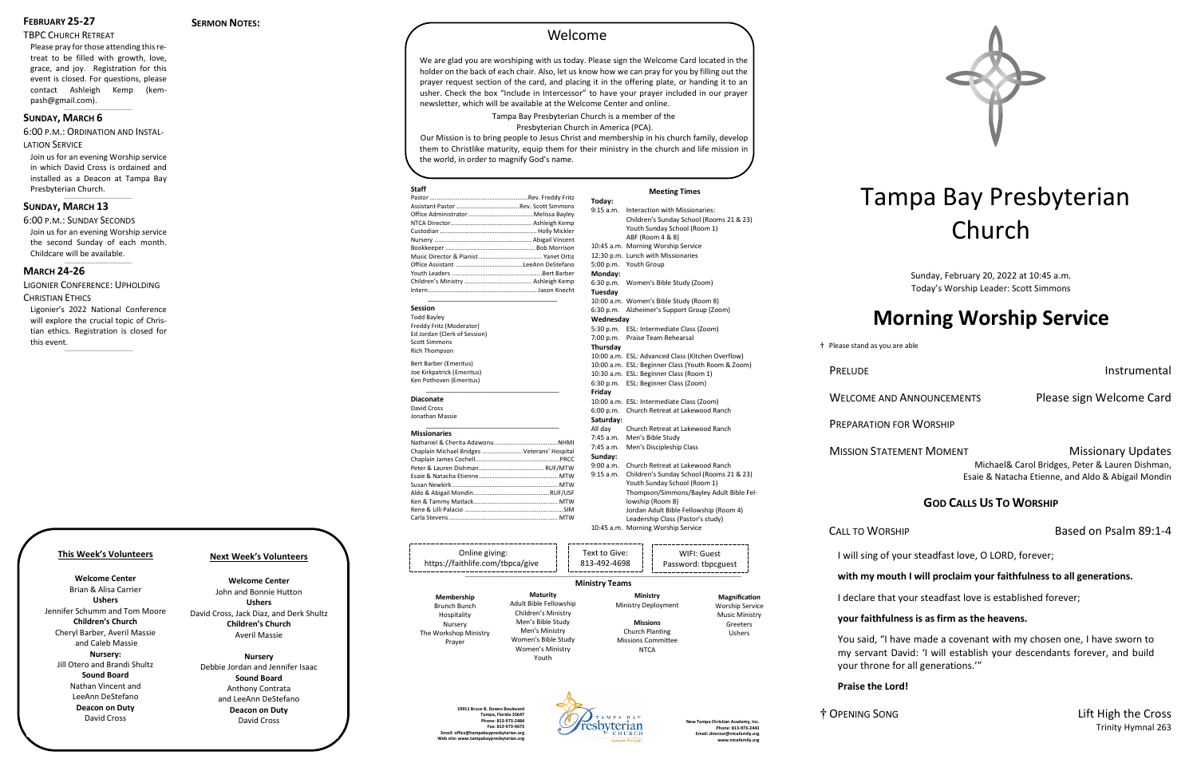## February 25-27

TBPC Church Retreat

Please pray for those attending this retreat to be filled with growth, love, grace, and joy. Registration for this event is closed. For questions, please contact Ashleigh Kemp (kempash@gmail.com).

## Sunday, March 6

6:00 p.m.: Ordination and Installation Service

Join us for an evening Worship service in which David Cross is ordained and installed as a Deacon at Tampa Bay Presbyterian Church.

## Sunday, March 13

6:00 p.m.: Sunday Seconds

Join us for an evening Worship service the second Sunday of each month. Childcare will be available.

## March 24-26

Ligonier Conference: Upholding Christian Ethics

Ligonier's 2022 National Conference will explore the crucial topic of Christian ethics. Registration is closed for this event.

## This Week's Volunteers

**Welcome Center**
Brian & Alisa Carrier

**Ushers**
Jennifer Schumm and Tom Moore

**Children's Church**
Cheryl Barber, Averil Massie and Caleb Massie

**Nursery:**
Jill Otero and Brandi Shultz

**Sound Board**
Nathan Vincent and LeeAnn DeStefano

**Deacon on Duty**
David Cross

## Next Week's Volunteers

**Welcome Center**
John and Bonnie Hutton

**Ushers**
David Cross, Jack Diaz, and Derk Shultz

**Children's Church**
Averil Massie

**Nursery**
Debbie Jordan and Jennifer Isaac

**Sound Board**
Anthony Contrata and LeeAnn DeStefano

**Deacon on Duty**
David Cross

## Sermon Notes:

# Welcome

We are glad you are worshiping with us today. Please sign the Welcome Card located in the holder on the back of each chair. Also, let us know how we can pray for you by filling out the prayer request section of the card, and placing it in the offering plate, or handing it to an usher. Check the box "Include in Intercessor" to have your prayer included in our prayer newsletter, which will be available at the Welcome Center and online.

Tampa Bay Presbyterian Church is a member of the Presbyterian Church in America (PCA).

Our Mission is to bring people to Jesus Christ and membership in his church family, develop them to Christlike maturity, equip them for their ministry in the church and life mission in the world, in order to magnify God's name.

**Staff**

| | |
|---|---|
| Pastor | Rev. Freddy Fritz |
| Assistant Pastor | Rev. Scott Simmons |
| Office Administrator | Melissa Bayley |
| NTCA Director | Ashleigh Kemp |
| Custodian | Holly Mickler |
| Nursery | Abigail Vincent |
| Bookkeeper | Bob Morrison |
| Music Director & Pianist | Yanet Ortiz |
| Office Assistant | LeeAnn DeStefano |
| Youth Leaders | Bert Barber |
| Children's Ministry | Ashleigh Kemp |
| Intern | Jason Knecht |

**Session**

Todd Bayley
Freddy Fritz (Moderator)
Ed Jordan (Clerk of Session)
Scott Simmons
Rich Thompson

Bert Barber (Emeritus)
Joe Kirkpatrick (Emeritus)
Ken Pothoven (Emeritus)

**Diaconate**

David Cross
Jonathan Massie

**Missionaries**

| | |
|---|---|
| Nathaniel & Cherita Adawonu | NHMI |
| Chaplain Michael Bridges | Veterans' Hospital |
| Chaplain James Cochell | PRCC |
| Peter & Lauren Dishman | RUF/MTW |
| Esaie & Natacha Etienne | MTW |
| Susan Newkirk | MTW |
| Aldo & Abigail Mondin | RUF/USF |
| Ken & Tammy Matlack | MTW |
| Rene & Lilli Palacio | SIM |
| Carla Stevens | MTW |

**Meeting Times**

**Today:**
9:15 a.m. Interaction with Missionaries:
Children's Sunday School (Rooms 21 & 23)
Youth Sunday School (Room 1)
ABF (Room 4 & 8)
10:45 a.m. Morning Worship Service
12:30 p.m. Lunch with Missionaries
5:00 p.m. Youth Group

**Monday:**
6:30 p.m. Women's Bible Study (Zoom)

**Tuesday**
10:00 a.m. Women's Bible Study (Room 8)
6:30 p.m. Alzheimer's Support Group (Zoom)

**Wednesday**
5:30 p.m. ESL: Intermediate Class (Zoom)
7:00 p.m. Praise Team Rehearsal

**Thursday**
10:00 a.m. ESL: Advanced Class (Kitchen Overflow)
10:00 a.m. ESL: Beginner Class (Youth Room & Zoom)
10:30 a.m. ESL: Beginner Class (Room 1)
6:30 p.m. ESL: Beginner Class (Zoom)

**Friday**
10:00 a.m. ESL: Intermediate Class (Zoom)
6:00 p.m. Church Retreat at Lakewood Ranch

**Saturday:**
All day Church Retreat at Lakewood Ranch
7:45 a.m. Men's Bible Study
7:45 a.m. Men's Discipleship Class

**Sunday:**
9:00 a.m. Church Retreat at Lakewood Ranch
9:15 a.m. Children's Sunday School (Rooms 21 & 23)
Youth Sunday School (Room 1)
Thompson/Simmons/Bayley Adult Bible Fellowship (Room 8)
Jordan Adult Bible Fellowship (Room 4)
Leadership Class (Pastor's study)
10:45 a.m. Morning Worship Service

Online giving: https://faithlife.com/tbpca/give

Text to Give: 813-492-4698

WIFI: Guest
Password: tbpcguest

**Ministry Teams**

| Membership | Maturity | Ministry | Magnification |
|---|---|---|---|
| Brunch Bunch | Adult Bible Fellowship | Ministry Deployment | Worship Service |
| Hospitality | Children's Ministry | | Music Ministry |
| Nursery | Men's Bible Study | **Missions** | Greeters |
| The Workshop Ministry | Men's Ministry | Church Planting | Ushers |
| Prayer | Women's Bible Study | Missions Committee | |
| | Women's Ministry | NTCA | |
| | Youth | | |

19911 Bruce B. Downs Boulevard
Tampa, Florida 33647
Phone: 813-973-2484
Fax: 813-973-4673
Email: office@tampabaypresbyterian.org
Web site: www.tampabaypresbyterian.org

New Tampa Christian Academy, Inc.
Phone: 813-973-2443
Email: director@ntcafamily.org
www.ntcafamily.org

# Tampa Bay Presbyterian Church

Sunday, February 20, 2022 at 10:45 a.m.
Today's Worship Leader: Scott Simmons

# Morning Worship Service

† Please stand as you are able

Prelude — Instrumental

Welcome and Announcements — Please sign Welcome Card

Preparation for Worship

Mission Statement Moment — Missionary Updates
Michael& Carol Bridges, Peter & Lauren Dishman, Esaie & Natacha Etienne, and Aldo & Abigail Mondin

## God Calls Us To Worship

Call to Worship — Based on Psalm 89:1-4

I will sing of your steadfast love, O LORD, forever;

**with my mouth I will proclaim your faithfulness to all generations.**

I declare that your steadfast love is established forever;

**your faithfulness is as firm as the heavens.**

You said, "I have made a covenant with my chosen one, I have sworn to my servant David: 'I will establish your descendants forever, and build your throne for all generations.'"

**Praise the Lord!**

† Opening Song — Lift High the Cross
Trinity Hymnal 263